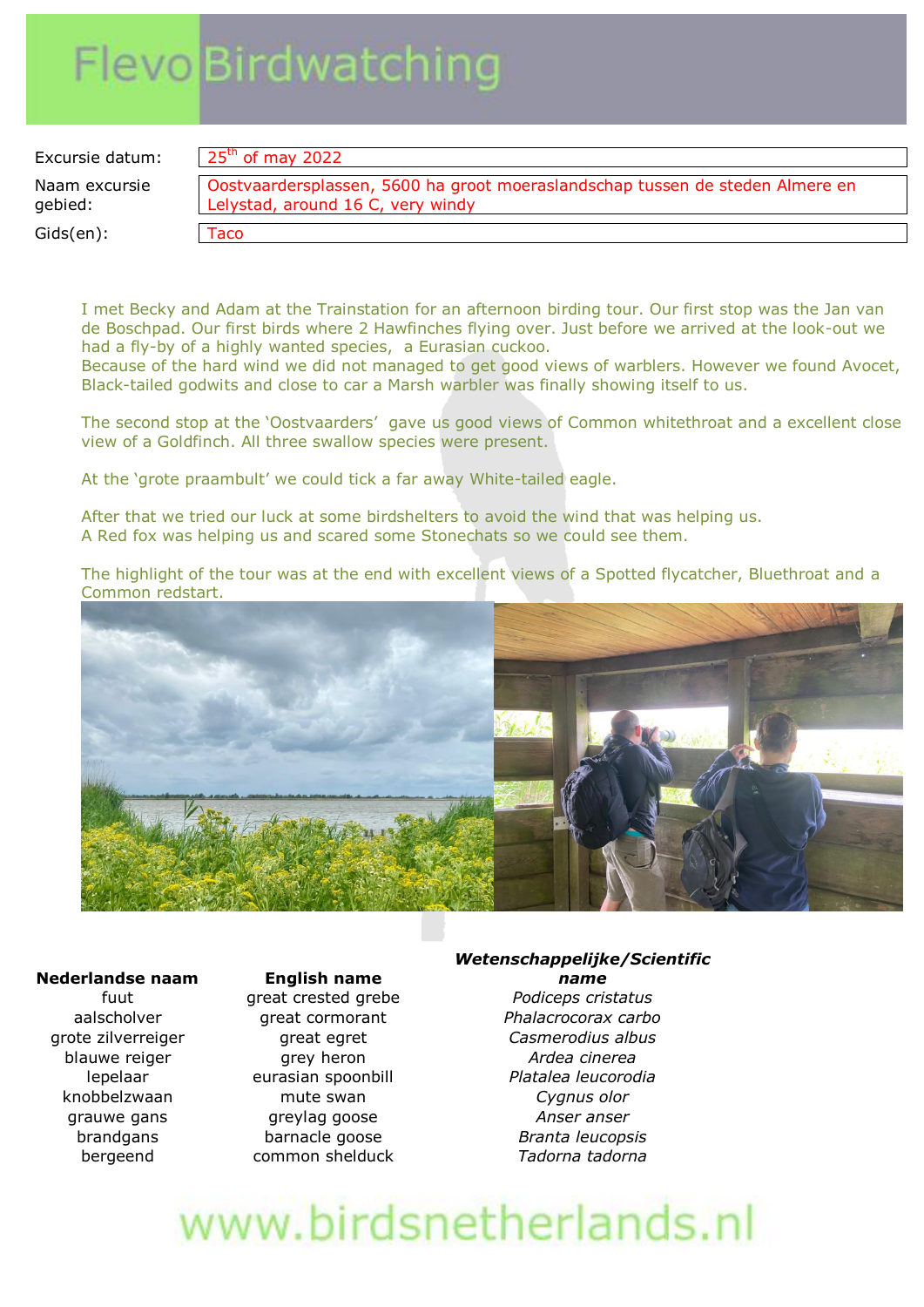# FlevoBirdwatching

| | |
|---|---|
| Excursie datum: | 25th of may 2022 |
| Naam excursie gebied: | Oostvaardersplassen, 5600 ha groot moeraslandschap tussen de steden Almere en Lelystad, around 16 C, very windy |
| Gids(en): | Taco |

I met Becky and Adam at the Trainstation for an afternoon birding tour. Our first stop was the Jan van de Boschpad. Our first birds where 2 Hawfinches flying over. Just before we arrived at the look-out we had a fly-by of a highly wanted species, a Eurasian cuckoo.
Because of the hard wind we did not managed to get good views of warblers. However we found Avocet, Black-tailed godwits and close to car a Marsh warbler was finally showing itself to us.

The second stop at the 'Oostvaarders' gave us good views of Common whitethroat and a excellent close view of a Goldfinch. All three swallow species were present.

At the 'grote praambult' we could tick a far away White-tailed eagle.

After that we tried our luck at some birdshelters to avoid the wind that was helping us.
A Red fox was helping us and scared some Stonechats so we could see them.

The highlight of the tour was at the end with excellent views of a Spotted flycatcher, Bluethroat and a Common redstart.

| Nederlandse naam | English name | *Wetenschappelijke/Scientific name* |
|---|---|---|
| fuut | great crested grebe | *Podiceps cristatus* |
| aalscholver | great cormorant | *Phalacrocorax carbo* |
| grote zilverreiger | great egret | *Casmerodius albus* |
| blauwe reiger | grey heron | *Ardea cinerea* |
| lepelaar | eurasian spoonbill | *Platalea leucorodia* |
| knobbelzwaan | mute swan | *Cygnus olor* |
| grauwe gans | greylag goose | *Anser anser* |
| brandgans | barnacle goose | *Branta leucopsis* |
| bergeend | common shelduck | *Tadorna tadorna* |

www.birdsnetherlands.nl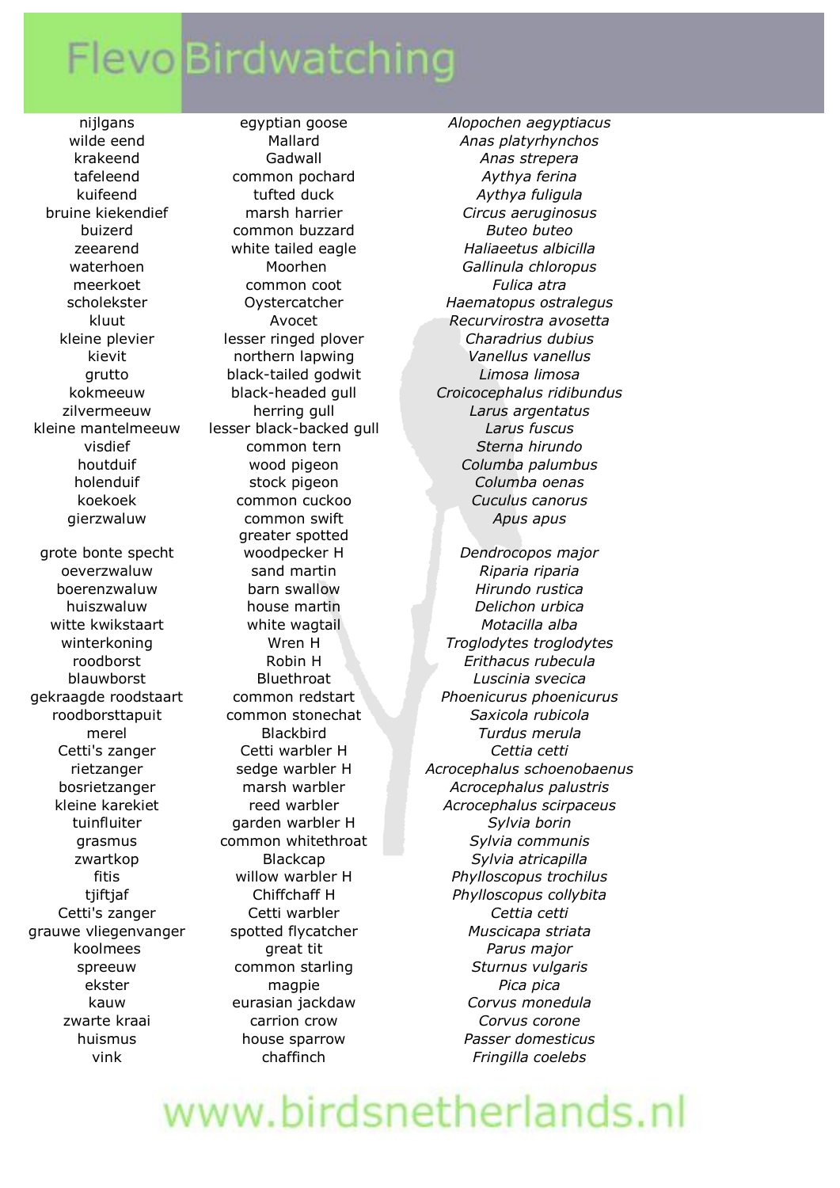| | | |
|---|---|---|
| nijlgans | egyptian goose | *Alopochen aegyptiacus* |
| wilde eend | Mallard | *Anas platyrhynchos* |
| krakeend | Gadwall | *Anas strepera* |
| tafeleend | common pochard | *Aythya ferina* |
| kuifeend | tufted duck | *Aythya fuligula* |
| bruine kiekendief | marsh harrier | *Circus aeruginosus* |
| buizerd | common buzzard | *Buteo buteo* |
| zeearend | white tailed eagle | *Haliaeetus albicilla* |
| waterhoen | Moorhen | *Gallinula chloropus* |
| meerkoet | common coot | *Fulica atra* |
| scholekster | Oystercatcher | *Haematopus ostralegus* |
| kluut | Avocet | *Recurvirostra avosetta* |
| kleine plevier | lesser ringed plover | *Charadrius dubius* |
| kievit | northern lapwing | *Vanellus vanellus* |
| grutto | black-tailed godwit | *Limosa limosa* |
| kokmeeuw | black-headed gull | *Croicocephalus ridibundus* |
| zilvermeeuw | herring gull | *Larus argentatus* |
| kleine mantelmeeuw | lesser black-backed gull | *Larus fuscus* |
| visdief | common tern | *Sterna hirundo* |
| houtduif | wood pigeon | *Columba palumbus* |
| holenduif | stock pigeon | *Columba oenas* |
| koekoek | common cuckoo | *Cuculus canorus* |
| gierzwaluw | common swift | *Apus apus* |
| grote bonte specht | greater spotted woodpecker H | *Dendrocopos major* |
| oeverzwaluw | sand martin | *Riparia riparia* |
| boerenzwaluw | barn swallow | *Hirundo rustica* |
| huiszwaluw | house martin | *Delichon urbica* |
| witte kwikstaart | white wagtail | *Motacilla alba* |
| winterkoning | Wren H | *Troglodytes troglodytes* |
| roodborst | Robin H | *Erithacus rubecula* |
| blauwborst | Bluethroat | *Luscinia svecica* |
| gekraagde roodstaart | common redstart | *Phoenicurus phoenicurus* |
| roodborsttapuit | common stonechat | *Saxicola rubicola* |
| merel | Blackbird | *Turdus merula* |
| Cetti's zanger | Cetti warbler H | *Cettia cetti* |
| rietzanger | sedge warbler H | *Acrocephalus schoenobaenus* |
| bosrietzanger | marsh warbler | *Acrocephalus palustris* |
| kleine karekiet | reed warbler | *Acrocephalus scirpaceus* |
| tuinfluiter | garden warbler H | *Sylvia borin* |
| grasmus | common whitethroat | *Sylvia communis* |
| zwartkop | Blackcap | *Sylvia atricapilla* |
| fitis | willow warbler H | *Phylloscopus trochilus* |
| tjiftjaf | Chiffchaff H | *Phylloscopus collybita* |
| Cetti's zanger | Cetti warbler | *Cettia cetti* |
| grauwe vliegenvanger | spotted flycatcher | *Muscicapa striata* |
| koolmees | great tit | *Parus major* |
| spreeuw | common starling | *Sturnus vulgaris* |
| ekster | magpie | *Pica pica* |
| kauw | eurasian jackdaw | *Corvus monedula* |
| zwarte kraai | carrion crow | *Corvus corone* |
| huismus | house sparrow | *Passer domesticus* |
| vink | chaffinch | *Fringilla coelebs* |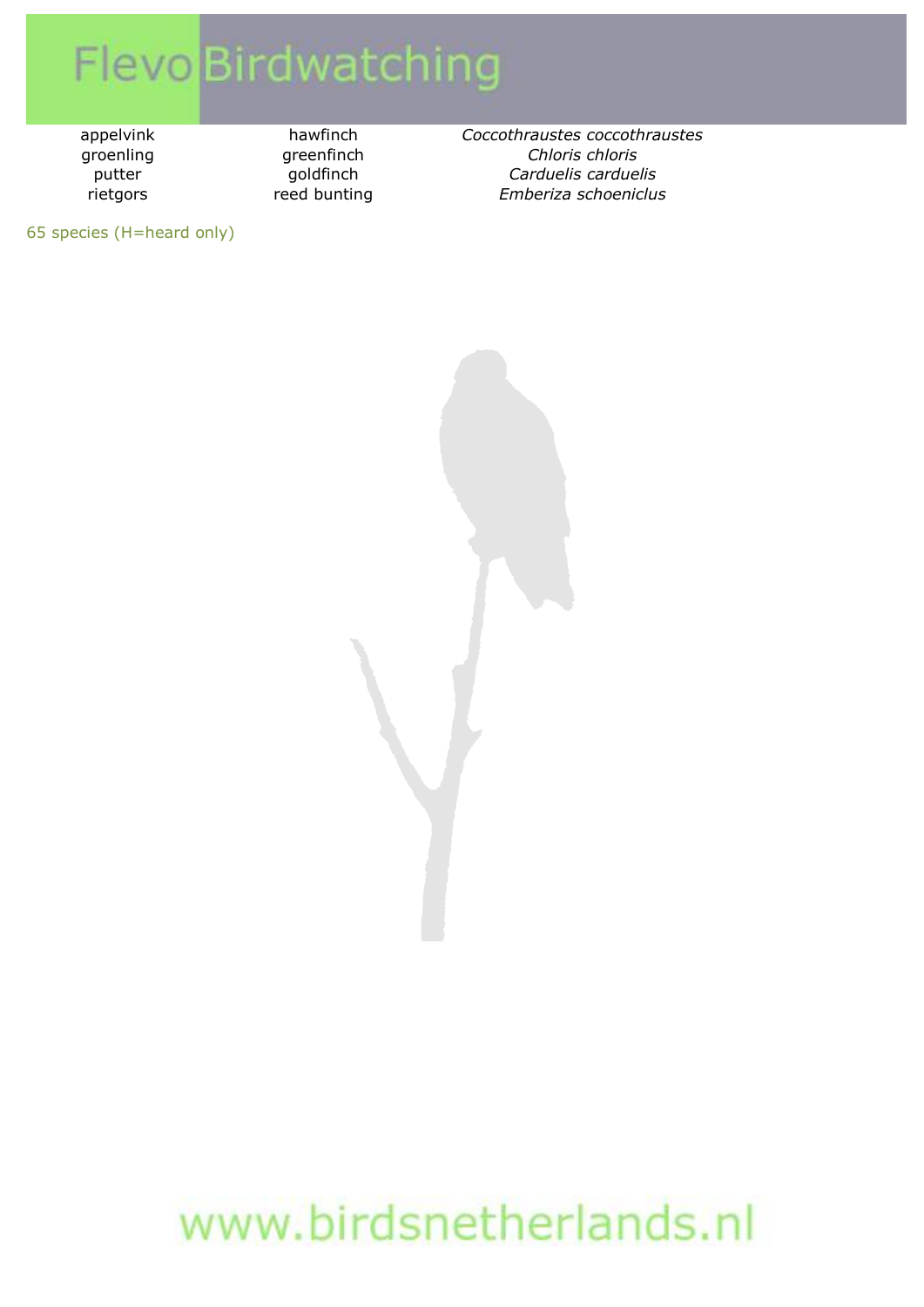| | | |
|---|---|---|
| appelvink | hawfinch | *Coccothraustes coccothraustes* |
| groenling | greenfinch | *Chloris chloris* |
| putter | goldfinch | *Carduelis carduelis* |
| rietgors | reed bunting | *Emberiza schoeniclus* |

65 species (H=heard only)